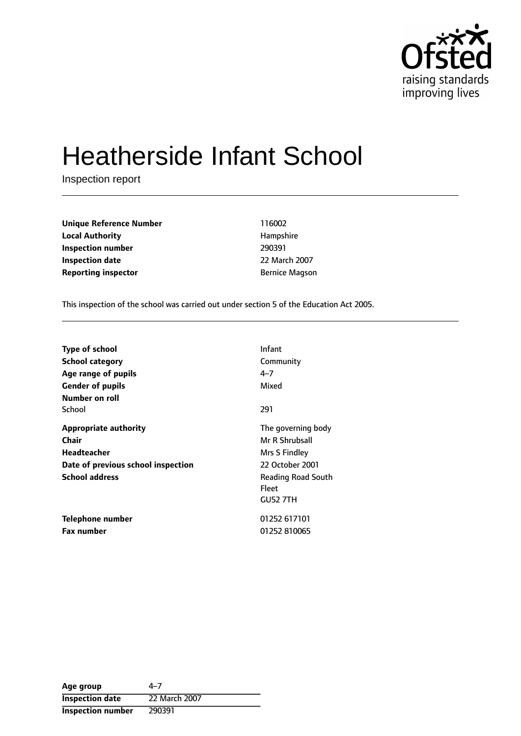# Heatherside Infant School

Inspection report

| | |
|---|---|
| **Unique Reference Number** | 116002 |
| **Local Authority** | Hampshire |
| **Inspection number** | 290391 |
| **Inspection date** | 22 March 2007 |
| **Reporting inspector** | Bernice Magson |

This inspection of the school was carried out under section 5 of the Education Act 2005.

| | |
|---|---|
| **Type of school** | Infant |
| **School category** | Community |
| **Age range of pupils** | 4–7 |
| **Gender of pupils** | Mixed |
| **Number on roll** | |
| School | 291 |
| **Appropriate authority** | The governing body |
| **Chair** | Mr R Shrubsall |
| **Headteacher** | Mrs S Findley |
| **Date of previous school inspection** | 22 October 2001 |
| **School address** | Reading Road South<br>Fleet<br>GU52 7TH |
| **Telephone number** | 01252 617101 |
| **Fax number** | 01252 810065 |

| | |
|---|---|
| **Age group** | 4–7 |
| **Inspection date** | 22 March 2007 |
| **Inspection number** | 290391 |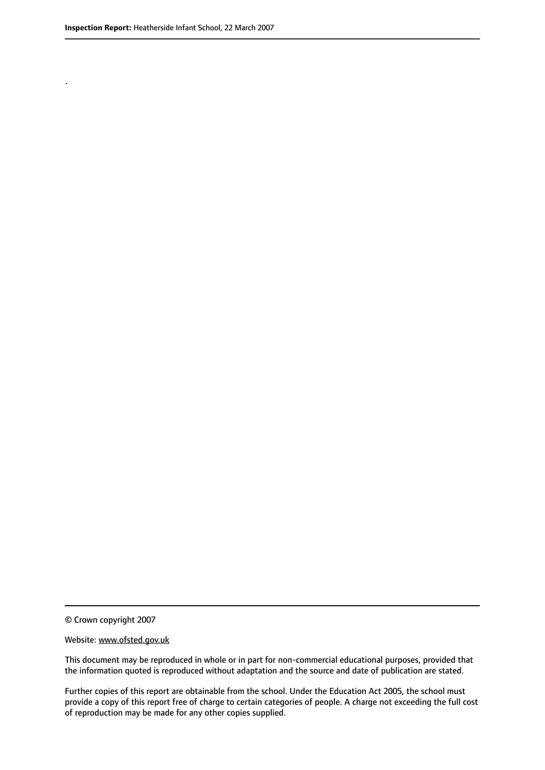.

© Crown copyright 2007

Website: www.ofsted.gov.uk

This document may be reproduced in whole or in part for non-commercial educational purposes, provided that the information quoted is reproduced without adaptation and the source and date of publication are stated.

Further copies of this report are obtainable from the school. Under the Education Act 2005, the school must provide a copy of this report free of charge to certain categories of people. A charge not exceeding the full cost of reproduction may be made for any other copies supplied.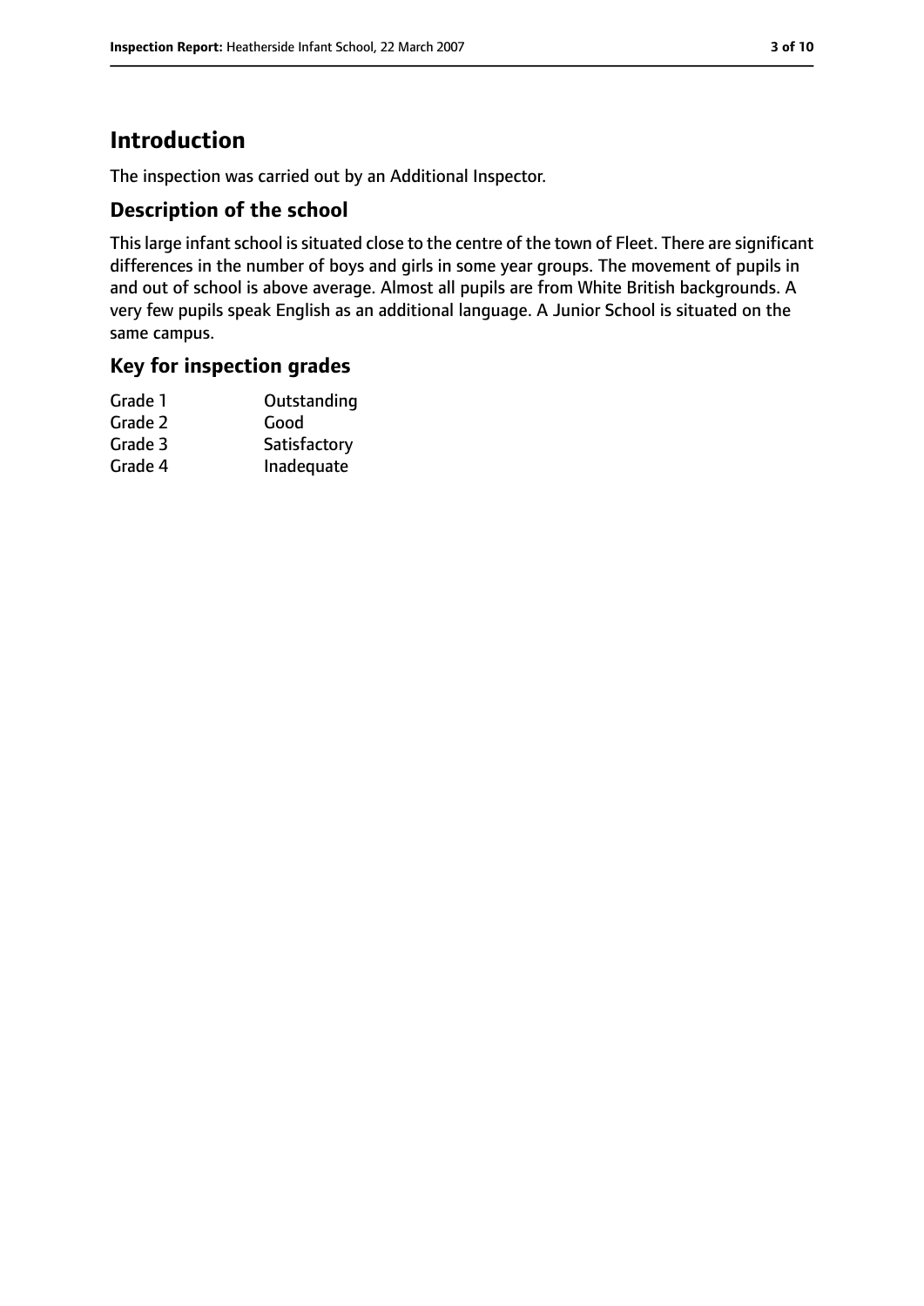# Introduction

The inspection was carried out by an Additional Inspector.

## Description of the school

This large infant school is situated close to the centre of the town of Fleet. There are significant differences in the number of boys and girls in some year groups. The movement of pupils in and out of school is above average. Almost all pupils are from White British backgrounds. A very few pupils speak English as an additional language. A Junior School is situated on the same campus.

## Key for inspection grades

| | |
|---|---|
| Grade 1 | Outstanding |
| Grade 2 | Good |
| Grade 3 | Satisfactory |
| Grade 4 | Inadequate |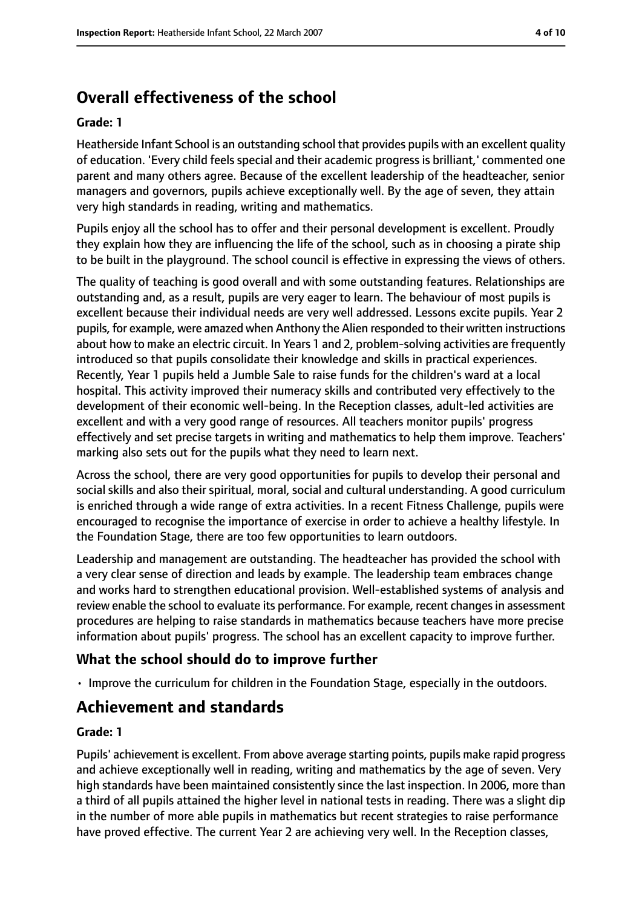## Overall effectiveness of the school

### Grade: 1

Heatherside Infant School is an outstanding school that provides pupils with an excellent quality of education. 'Every child feels special and their academic progress is brilliant,' commented one parent and many others agree. Because of the excellent leadership of the headteacher, senior managers and governors, pupils achieve exceptionally well. By the age of seven, they attain very high standards in reading, writing and mathematics.

Pupils enjoy all the school has to offer and their personal development is excellent. Proudly they explain how they are influencing the life of the school, such as in choosing a pirate ship to be built in the playground. The school council is effective in expressing the views of others.

The quality of teaching is good overall and with some outstanding features. Relationships are outstanding and, as a result, pupils are very eager to learn. The behaviour of most pupils is excellent because their individual needs are very well addressed. Lessons excite pupils. Year 2 pupils, for example, were amazed when Anthony the Alien responded to their written instructions about how to make an electric circuit. In Years 1 and 2, problem-solving activities are frequently introduced so that pupils consolidate their knowledge and skills in practical experiences. Recently, Year 1 pupils held a Jumble Sale to raise funds for the children's ward at a local hospital. This activity improved their numeracy skills and contributed very effectively to the development of their economic well-being. In the Reception classes, adult-led activities are excellent and with a very good range of resources. All teachers monitor pupils' progress effectively and set precise targets in writing and mathematics to help them improve. Teachers' marking also sets out for the pupils what they need to learn next.

Across the school, there are very good opportunities for pupils to develop their personal and social skills and also their spiritual, moral, social and cultural understanding. A good curriculum is enriched through a wide range of extra activities. In a recent Fitness Challenge, pupils were encouraged to recognise the importance of exercise in order to achieve a healthy lifestyle. In the Foundation Stage, there are too few opportunities to learn outdoors.

Leadership and management are outstanding. The headteacher has provided the school with a very clear sense of direction and leads by example. The leadership team embraces change and works hard to strengthen educational provision. Well-established systems of analysis and review enable the school to evaluate its performance. For example, recent changes in assessment procedures are helping to raise standards in mathematics because teachers have more precise information about pupils' progress. The school has an excellent capacity to improve further.

### What the school should do to improve further

- Improve the curriculum for children in the Foundation Stage, especially in the outdoors.

## Achievement and standards

### Grade: 1

Pupils' achievement is excellent. From above average starting points, pupils make rapid progress and achieve exceptionally well in reading, writing and mathematics by the age of seven. Very high standards have been maintained consistently since the last inspection. In 2006, more than a third of all pupils attained the higher level in national tests in reading. There was a slight dip in the number of more able pupils in mathematics but recent strategies to raise performance have proved effective. The current Year 2 are achieving very well. In the Reception classes,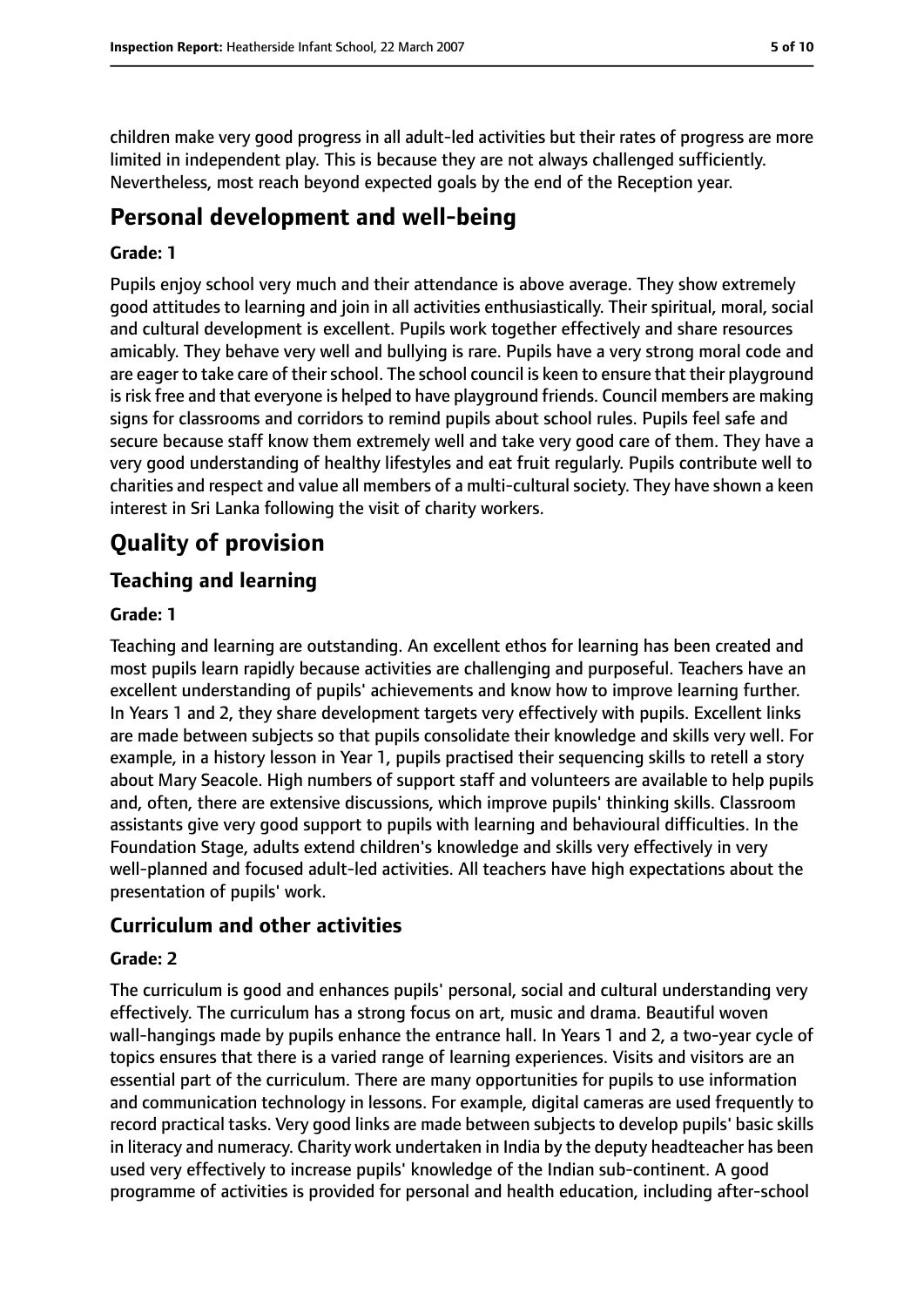children make very good progress in all adult-led activities but their rates of progress are more limited in independent play. This is because they are not always challenged sufficiently. Nevertheless, most reach beyond expected goals by the end of the Reception year.

# Personal development and well-being

**Grade: 1**

Pupils enjoy school very much and their attendance is above average. They show extremely good attitudes to learning and join in all activities enthusiastically. Their spiritual, moral, social and cultural development is excellent. Pupils work together effectively and share resources amicably. They behave very well and bullying is rare. Pupils have a very strong moral code and are eager to take care of their school. The school council is keen to ensure that their playground is risk free and that everyone is helped to have playground friends. Council members are making signs for classrooms and corridors to remind pupils about school rules. Pupils feel safe and secure because staff know them extremely well and take very good care of them. They have a very good understanding of healthy lifestyles and eat fruit regularly. Pupils contribute well to charities and respect and value all members of a multi-cultural society. They have shown a keen interest in Sri Lanka following the visit of charity workers.

# Quality of provision

## Teaching and learning

**Grade: 1**

Teaching and learning are outstanding. An excellent ethos for learning has been created and most pupils learn rapidly because activities are challenging and purposeful. Teachers have an excellent understanding of pupils' achievements and know how to improve learning further. In Years 1 and 2, they share development targets very effectively with pupils. Excellent links are made between subjects so that pupils consolidate their knowledge and skills very well. For example, in a history lesson in Year 1, pupils practised their sequencing skills to retell a story about Mary Seacole. High numbers of support staff and volunteers are available to help pupils and, often, there are extensive discussions, which improve pupils' thinking skills. Classroom assistants give very good support to pupils with learning and behavioural difficulties. In the Foundation Stage, adults extend children's knowledge and skills very effectively in very well-planned and focused adult-led activities. All teachers have high expectations about the presentation of pupils' work.

## Curriculum and other activities

**Grade: 2**

The curriculum is good and enhances pupils' personal, social and cultural understanding very effectively. The curriculum has a strong focus on art, music and drama. Beautiful woven wall-hangings made by pupils enhance the entrance hall. In Years 1 and 2, a two-year cycle of topics ensures that there is a varied range of learning experiences. Visits and visitors are an essential part of the curriculum. There are many opportunities for pupils to use information and communication technology in lessons. For example, digital cameras are used frequently to record practical tasks. Very good links are made between subjects to develop pupils' basic skills in literacy and numeracy. Charity work undertaken in India by the deputy headteacher has been used very effectively to increase pupils' knowledge of the Indian sub-continent. A good programme of activities is provided for personal and health education, including after-school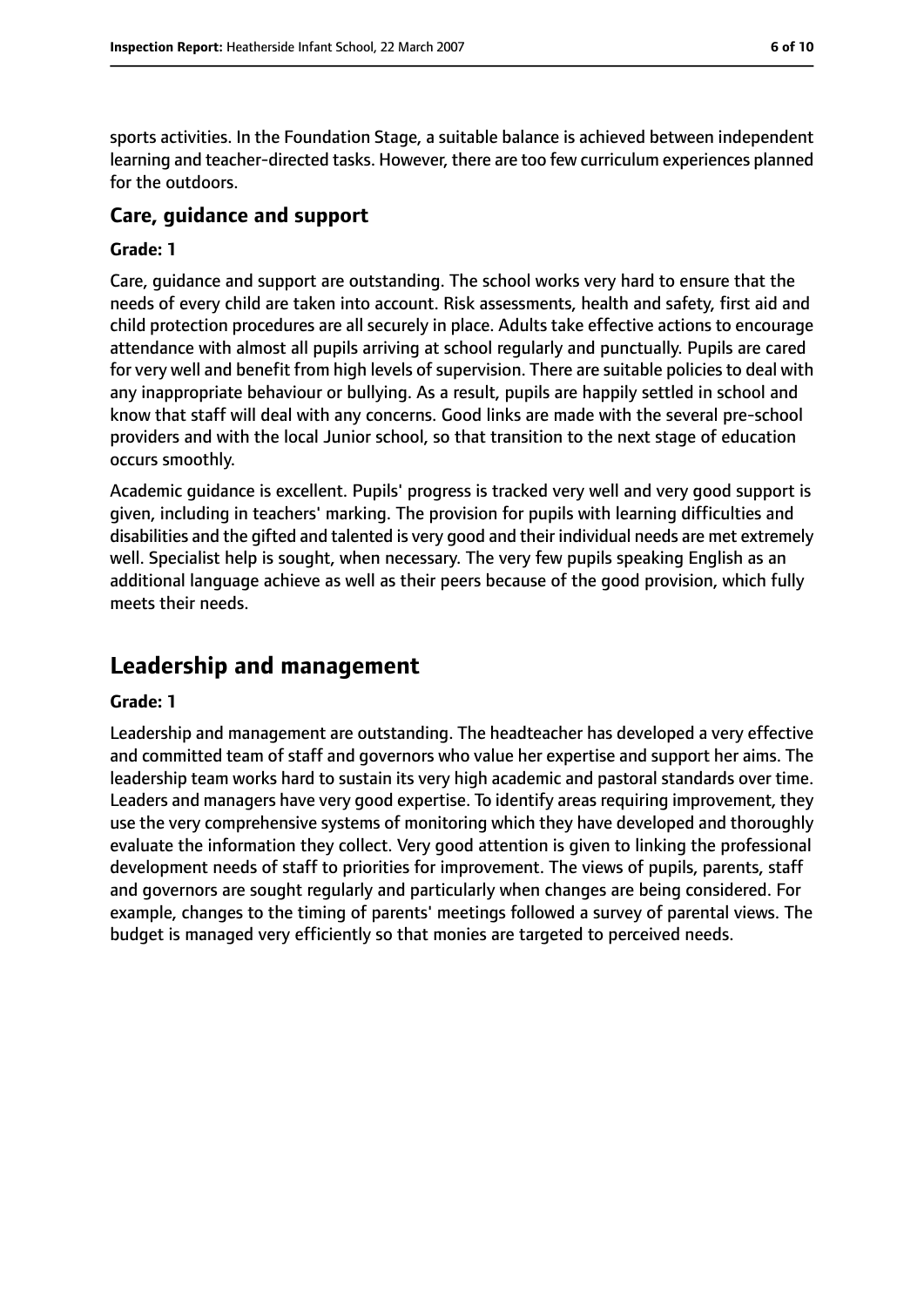sports activities. In the Foundation Stage, a suitable balance is achieved between independent learning and teacher-directed tasks. However, there are too few curriculum experiences planned for the outdoors.

### Care, guidance and support

#### Grade: 1

Care, guidance and support are outstanding. The school works very hard to ensure that the needs of every child are taken into account. Risk assessments, health and safety, first aid and child protection procedures are all securely in place. Adults take effective actions to encourage attendance with almost all pupils arriving at school regularly and punctually. Pupils are cared for very well and benefit from high levels of supervision. There are suitable policies to deal with any inappropriate behaviour or bullying. As a result, pupils are happily settled in school and know that staff will deal with any concerns. Good links are made with the several pre-school providers and with the local Junior school, so that transition to the next stage of education occurs smoothly.

Academic guidance is excellent. Pupils' progress is tracked very well and very good support is given, including in teachers' marking. The provision for pupils with learning difficulties and disabilities and the gifted and talented is very good and their individual needs are met extremely well. Specialist help is sought, when necessary. The very few pupils speaking English as an additional language achieve as well as their peers because of the good provision, which fully meets their needs.

## Leadership and management

#### Grade: 1

Leadership and management are outstanding. The headteacher has developed a very effective and committed team of staff and governors who value her expertise and support her aims. The leadership team works hard to sustain its very high academic and pastoral standards over time. Leaders and managers have very good expertise. To identify areas requiring improvement, they use the very comprehensive systems of monitoring which they have developed and thoroughly evaluate the information they collect. Very good attention is given to linking the professional development needs of staff to priorities for improvement. The views of pupils, parents, staff and governors are sought regularly and particularly when changes are being considered. For example, changes to the timing of parents' meetings followed a survey of parental views. The budget is managed very efficiently so that monies are targeted to perceived needs.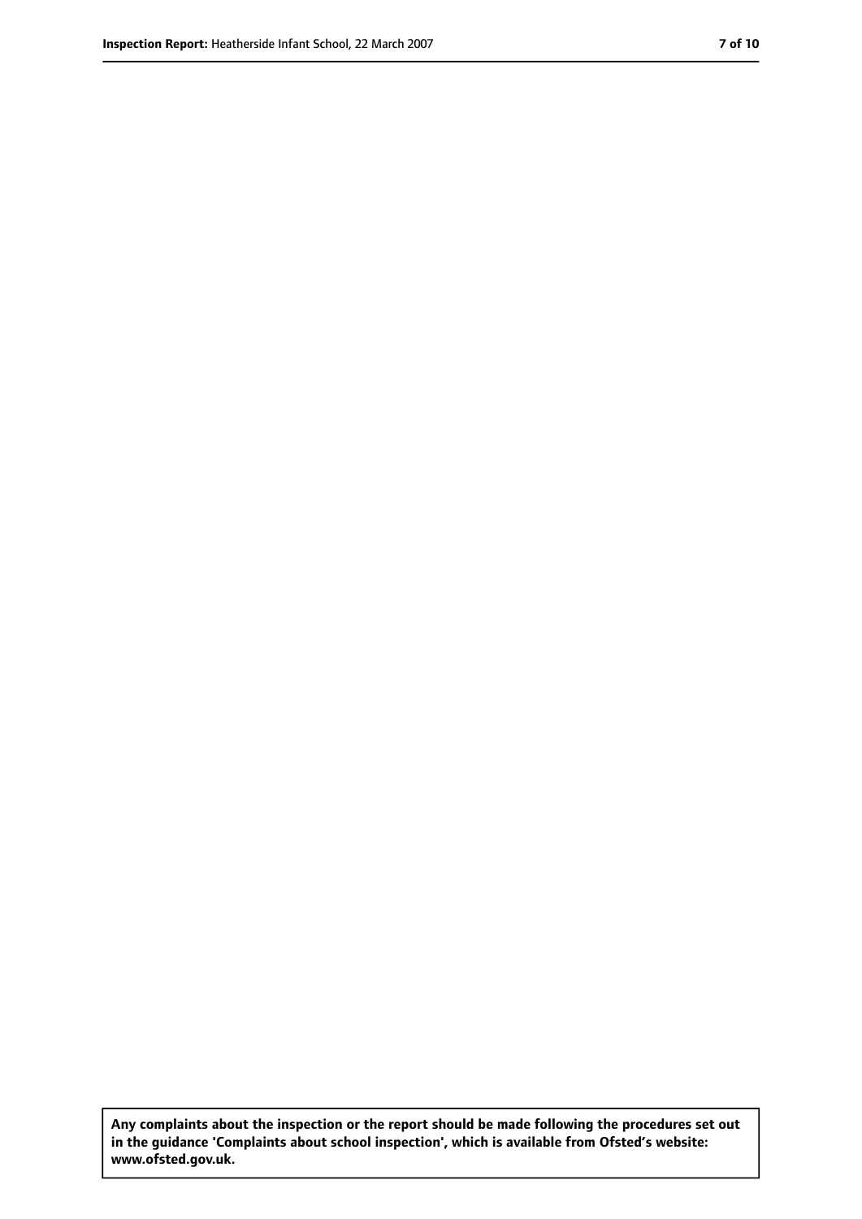**Any complaints about the inspection or the report should be made following the procedures set out in the guidance 'Complaints about school inspection', which is available from Ofsted's website: www.ofsted.gov.uk.**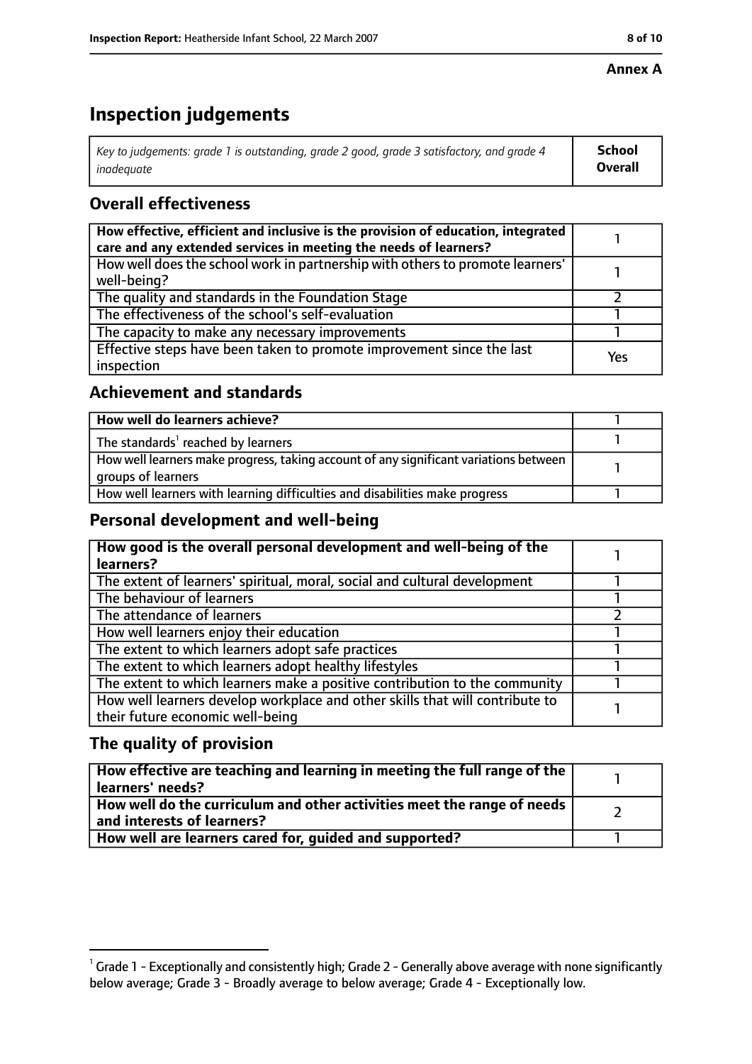**Annex A**

# Inspection judgements

| *Key to judgements: grade 1 is outstanding, grade 2 good, grade 3 satisfactory, and grade 4 inadequate* | **School Overall** |
|---|---|

## Overall effectiveness

| | |
|---|---|
| **How effective, efficient and inclusive is the provision of education, integrated care and any extended services in meeting the needs of learners?** | 1 |
| How well does the school work in partnership with others to promote learners' well-being? | 1 |
| The quality and standards in the Foundation Stage | 2 |
| The effectiveness of the school's self-evaluation | 1 |
| The capacity to make any necessary improvements | 1 |
| Effective steps have been taken to promote improvement since the last inspection | Yes |

## Achievement and standards

| | |
|---|---|
| **How well do learners achieve?** | 1 |
| The standards[1] reached by learners | 1 |
| How well learners make progress, taking account of any significant variations between groups of learners | 1 |
| How well learners with learning difficulties and disabilities make progress | 1 |

## Personal development and well-being

| | |
|---|---|
| **How good is the overall personal development and well-being of the learners?** | 1 |
| The extent of learners' spiritual, moral, social and cultural development | 1 |
| The behaviour of learners | 1 |
| The attendance of learners | 2 |
| How well learners enjoy their education | 1 |
| The extent to which learners adopt safe practices | 1 |
| The extent to which learners adopt healthy lifestyles | 1 |
| The extent to which learners make a positive contribution to the community | 1 |
| How well learners develop workplace and other skills that will contribute to their future economic well-being | 1 |

## The quality of provision

| | |
|---|---|
| **How effective are teaching and learning in meeting the full range of the learners' needs?** | 1 |
| **How well do the curriculum and other activities meet the range of needs and interests of learners?** | 2 |
| **How well are learners cared for, guided and supported?** | 1 |

[1] Grade 1 - Exceptionally and consistently high; Grade 2 - Generally above average with none significantly below average; Grade 3 - Broadly average to below average; Grade 4 - Exceptionally low.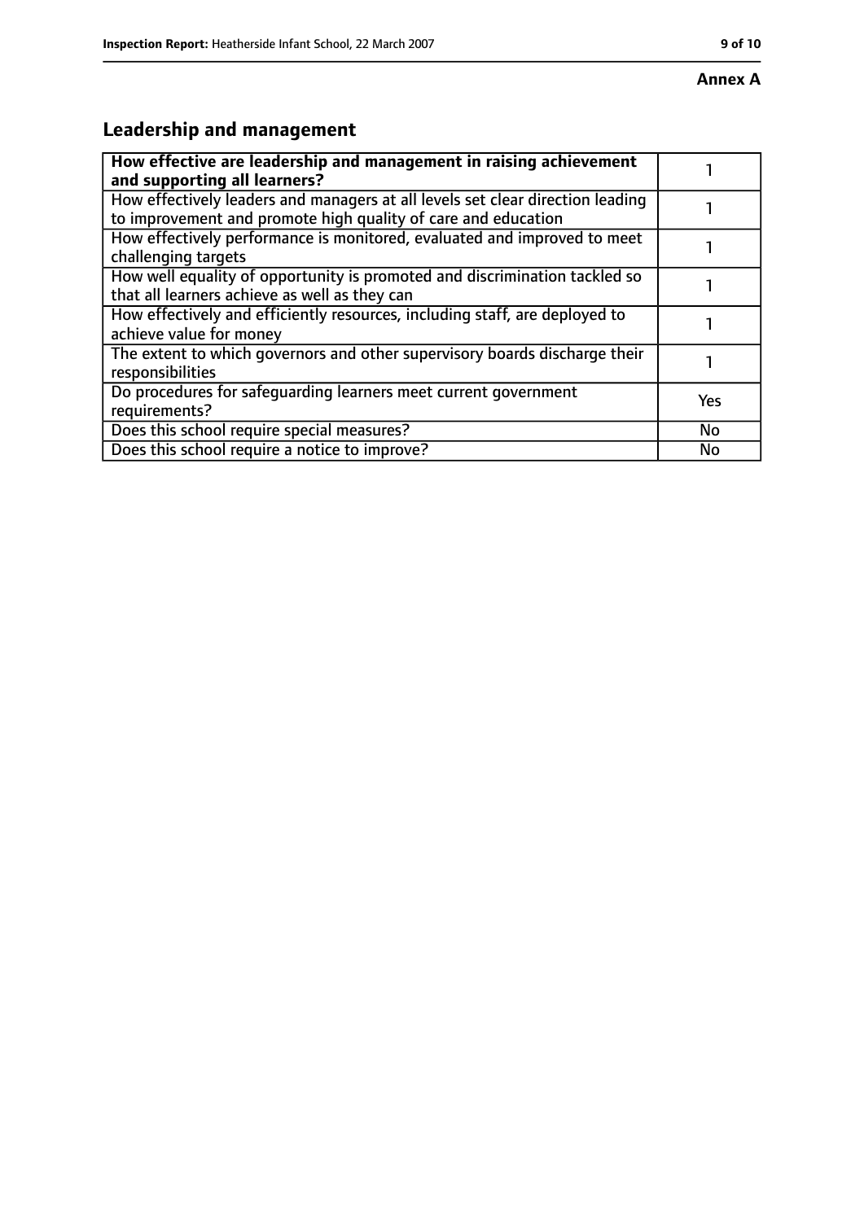**Annex A**

## Leadership and management

| **How effective are leadership and management in raising achievement and supporting all learners?** | 1 |
|---|---|
| How effectively leaders and managers at all levels set clear direction leading to improvement and promote high quality of care and education | 1 |
| How effectively performance is monitored, evaluated and improved to meet challenging targets | 1 |
| How well equality of opportunity is promoted and discrimination tackled so that all learners achieve as well as they can | 1 |
| How effectively and efficiently resources, including staff, are deployed to achieve value for money | 1 |
| The extent to which governors and other supervisory boards discharge their responsibilities | 1 |
| Do procedures for safeguarding learners meet current government requirements? | Yes |
| Does this school require special measures? | No |
| Does this school require a notice to improve? | No |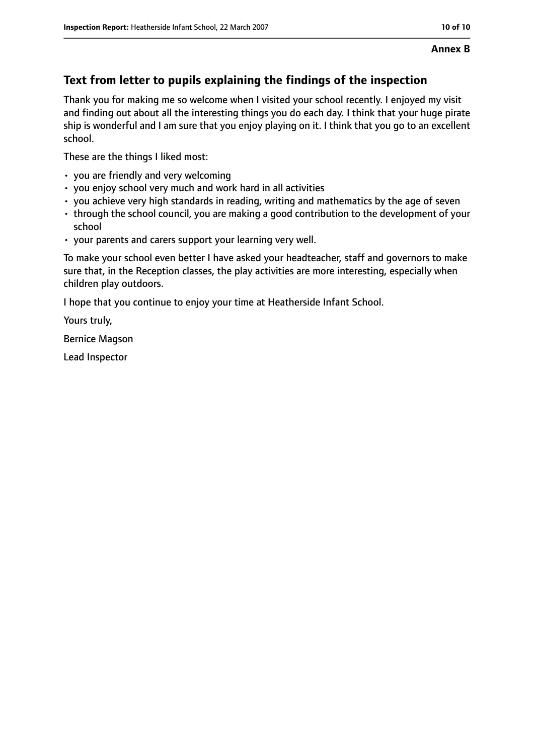**Annex B**

## Text from letter to pupils explaining the findings of the inspection

Thank you for making me so welcome when I visited your school recently. I enjoyed my visit and finding out about all the interesting things you do each day. I think that your huge pirate ship is wonderful and I am sure that you enjoy playing on it. I think that you go to an excellent school.

These are the things I liked most:

- you are friendly and very welcoming
- you enjoy school very much and work hard in all activities
- you achieve very high standards in reading, writing and mathematics by the age of seven
- through the school council, you are making a good contribution to the development of your school
- your parents and carers support your learning very well.

To make your school even better I have asked your headteacher, staff and governors to make sure that, in the Reception classes, the play activities are more interesting, especially when children play outdoors.

I hope that you continue to enjoy your time at Heatherside Infant School.

Yours truly,

Bernice Magson

Lead Inspector